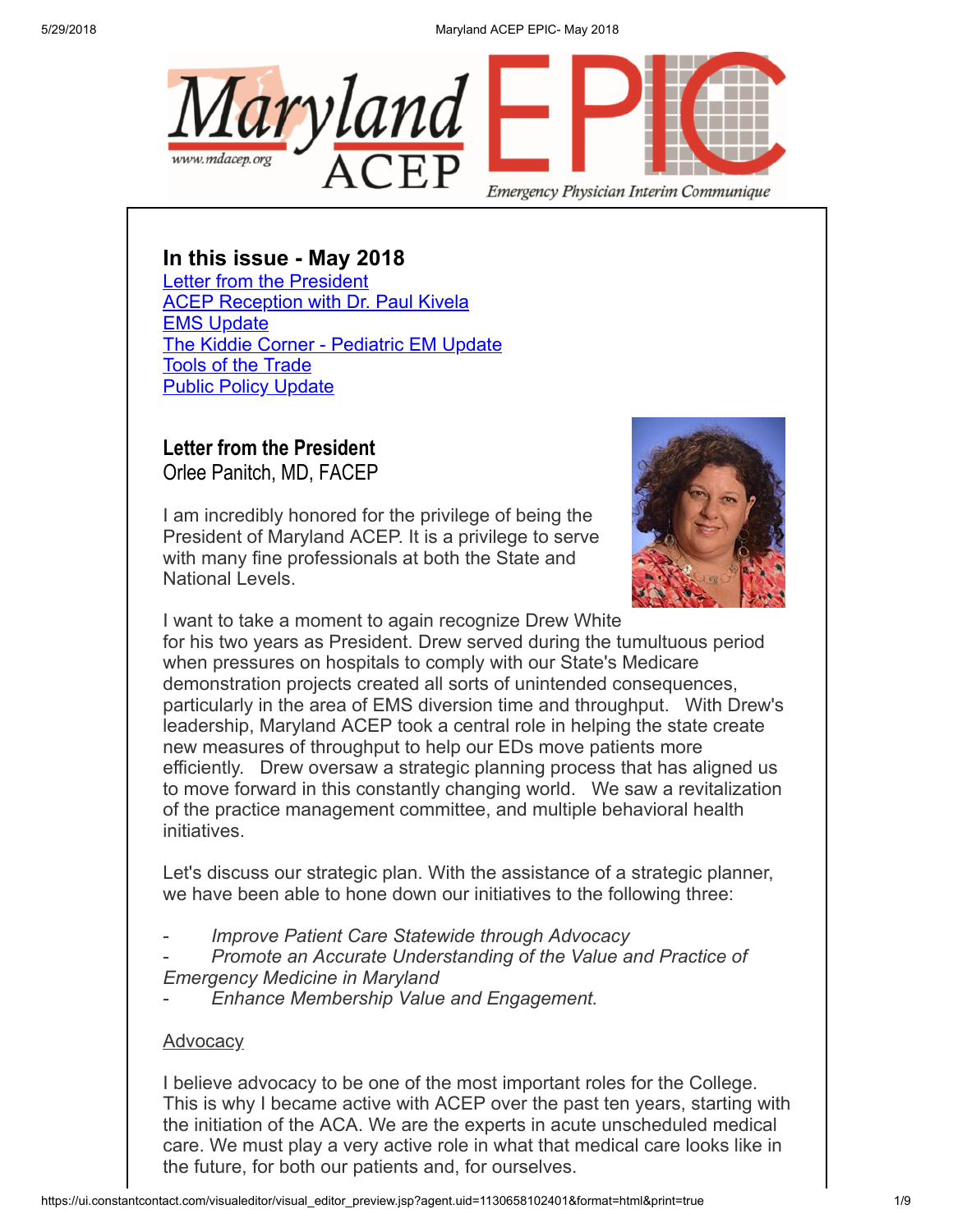Maryland ACEP EPIC

*Emergency Physician Interim Communique*

www.mdacep.org

## In this issue - May 2018

- Letter from the President
- ACEP Reception with Dr. Paul Kivela
- EMS Update
- The Kiddie Corner - Pediatric EM Update
- Tools of the Trade
- Public Policy Update

### Letter from the President

Orlee Panitch, MD, FACEP

I am incredibly honored for the privilege of being the President of Maryland ACEP. It is a privilege to serve with many fine professionals at both the State and National Levels.

I want to take a moment to again recognize Drew White for his two years as President. Drew served during the tumultuous period when pressures on hospitals to comply with our State's Medicare demonstration projects created all sorts of unintended consequences, particularly in the area of EMS diversion time and throughput. With Drew's leadership, Maryland ACEP took a central role in helping the state create new measures of throughput to help our EDs move patients more efficiently. Drew oversaw a strategic planning process that has aligned us to move forward in this constantly changing world. We saw a revitalization of the practice management committee, and multiple behavioral health initiatives.

Let's discuss our strategic plan. With the assistance of a strategic planner, we have been able to hone down our initiatives to the following three:

- *Improve Patient Care Statewide through Advocacy*
- *Promote an Accurate Understanding of the Value and Practice of Emergency Medicine in Maryland*
- *Enhance Membership Value and Engagement.*

Advocacy

I believe advocacy to be one of the most important roles for the College. This is why I became active with ACEP over the past ten years, starting with the initiation of the ACA. We are the experts in acute unscheduled medical care. We must play a very active role in what that medical care looks like in the future, for both our patients and, for ourselves.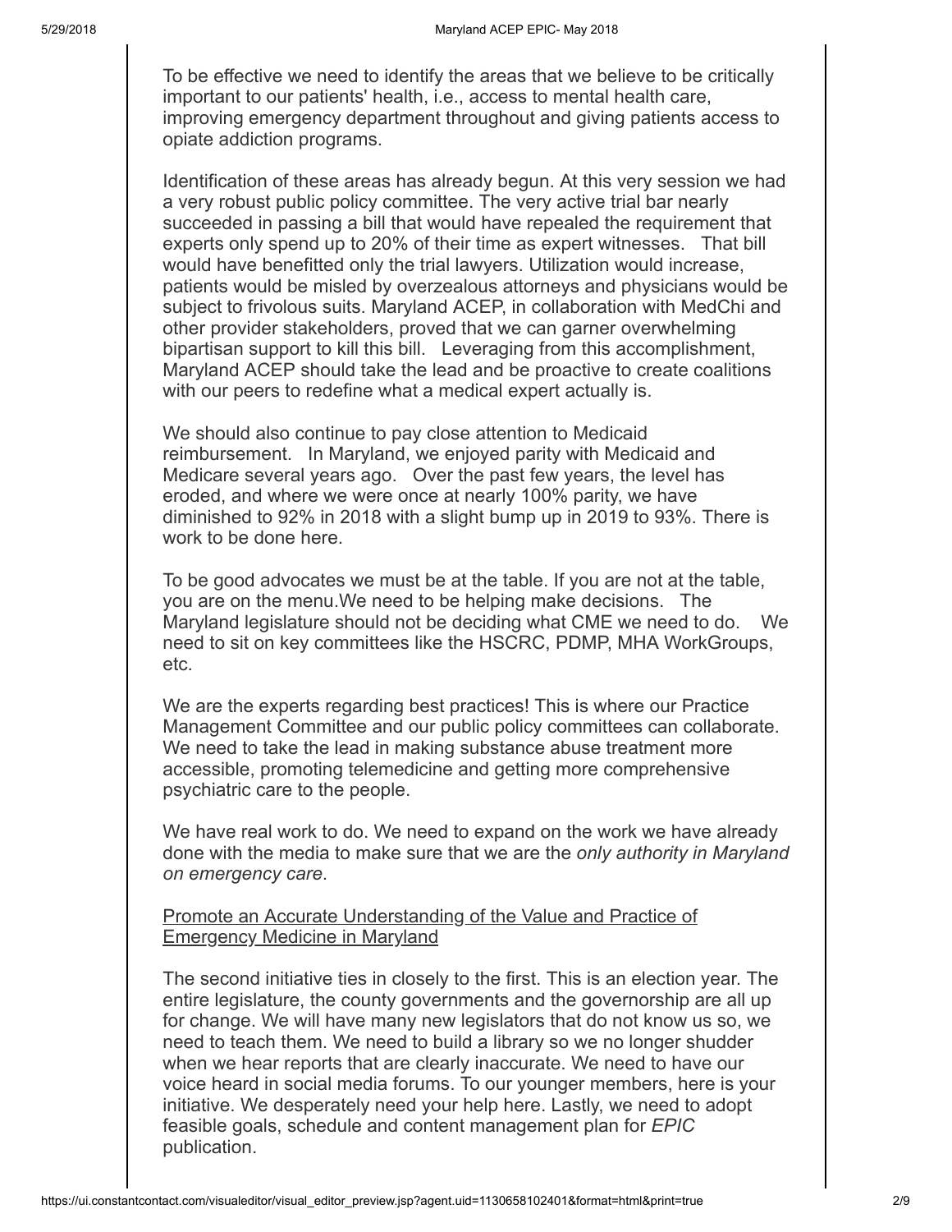To be effective we need to identify the areas that we believe to be critically important to our patients' health, i.e., access to mental health care, improving emergency department throughout and giving patients access to opiate addiction programs.

Identification of these areas has already begun. At this very session we had a very robust public policy committee. The very active trial bar nearly succeeded in passing a bill that would have repealed the requirement that experts only spend up to 20% of their time as expert witnesses. That bill would have benefitted only the trial lawyers. Utilization would increase, patients would be misled by overzealous attorneys and physicians would be subject to frivolous suits. Maryland ACEP, in collaboration with MedChi and other provider stakeholders, proved that we can garner overwhelming bipartisan support to kill this bill. Leveraging from this accomplishment, Maryland ACEP should take the lead and be proactive to create coalitions with our peers to redefine what a medical expert actually is.

We should also continue to pay close attention to Medicaid reimbursement. In Maryland, we enjoyed parity with Medicaid and Medicare several years ago. Over the past few years, the level has eroded, and where we were once at nearly 100% parity, we have diminished to 92% in 2018 with a slight bump up in 2019 to 93%. There is work to be done here.

To be good advocates we must be at the table. If you are not at the table, you are on the menu.We need to be helping make decisions. The Maryland legislature should not be deciding what CME we need to do. We need to sit on key committees like the HSCRC, PDMP, MHA WorkGroups, etc.

We are the experts regarding best practices! This is where our Practice Management Committee and our public policy committees can collaborate. We need to take the lead in making substance abuse treatment more accessible, promoting telemedicine and getting more comprehensive psychiatric care to the people.

We have real work to do. We need to expand on the work we have already done with the media to make sure that we are the *only authority in Maryland on emergency care*.

Promote an Accurate Understanding of the Value and Practice of Emergency Medicine in Maryland

The second initiative ties in closely to the first. This is an election year. The entire legislature, the county governments and the governorship are all up for change. We will have many new legislators that do not know us so, we need to teach them. We need to build a library so we no longer shudder when we hear reports that are clearly inaccurate. We need to have our voice heard in social media forums. To our younger members, here is your initiative. We desperately need your help here. Lastly, we need to adopt feasible goals, schedule and content management plan for *EPIC* publication.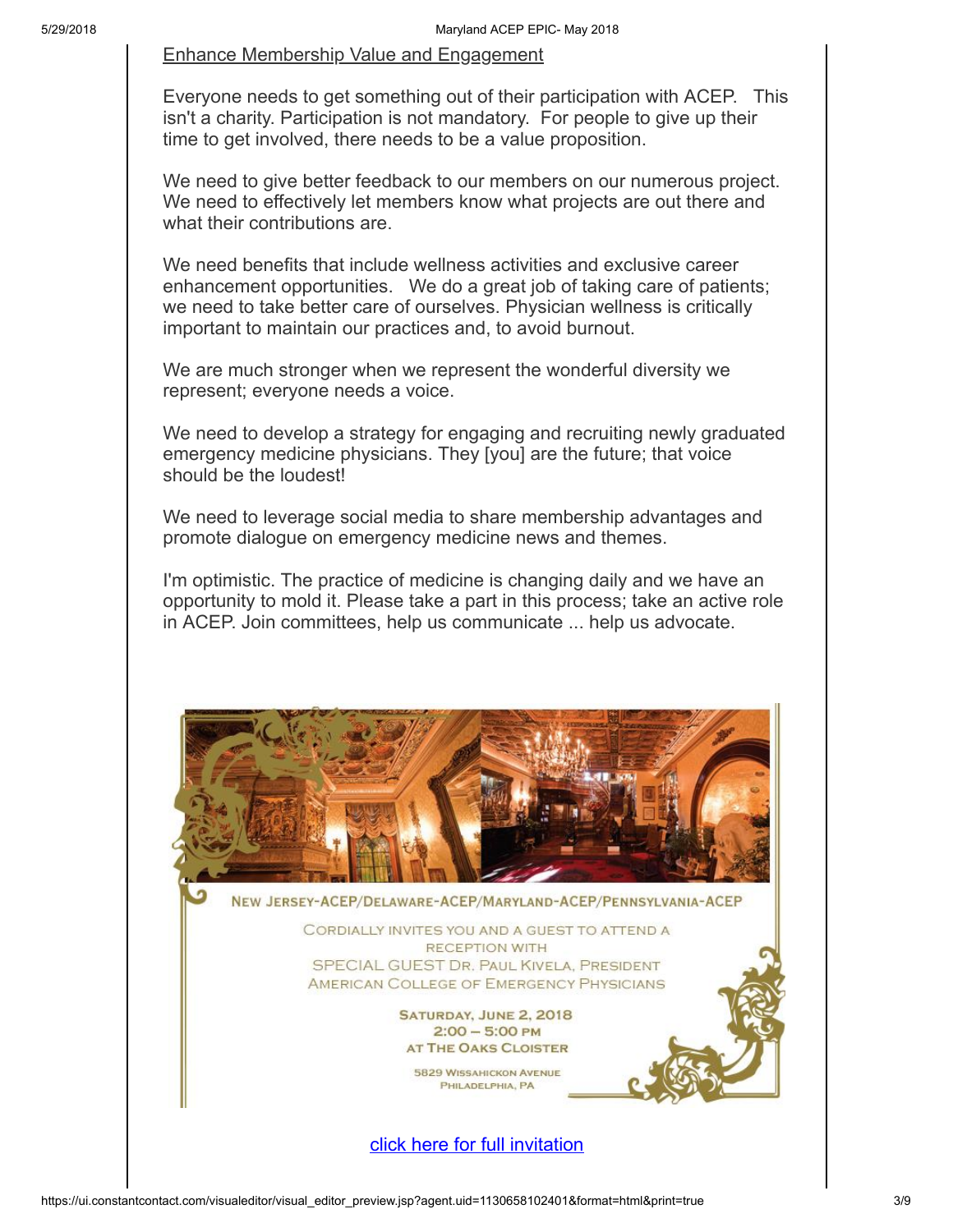Enhance Membership Value and Engagement

Everyone needs to get something out of their participation with ACEP. This isn't a charity. Participation is not mandatory. For people to give up their time to get involved, there needs to be a value proposition.

We need to give better feedback to our members on our numerous project. We need to effectively let members know what projects are out there and what their contributions are.

We need benefits that include wellness activities and exclusive career enhancement opportunities. We do a great job of taking care of patients; we need to take better care of ourselves. Physician wellness is critically important to maintain our practices and, to avoid burnout.

We are much stronger when we represent the wonderful diversity we represent; everyone needs a voice.

We need to develop a strategy for engaging and recruiting newly graduated emergency medicine physicians. They [you] are the future; that voice should be the loudest!

We need to leverage social media to share membership advantages and promote dialogue on emergency medicine news and themes.

I'm optimistic. The practice of medicine is changing daily and we have an opportunity to mold it. Please take a part in this process; take an active role in ACEP. Join committees, help us communicate ... help us advocate.

NEW JERSEY-ACEP/DELAWARE-ACEP/MARYLAND-ACEP/PENNSYLVANIA-ACEP

CORDIALLY INVITES YOU AND A GUEST TO ATTEND A RECEPTION WITH
SPECIAL GUEST DR. PAUL KIVELA, PRESIDENT
AMERICAN COLLEGE OF EMERGENCY PHYSICIANS

SATURDAY, JUNE 2, 2018
2:00 – 5:00 PM
AT THE OAKS CLOISTER

5829 WISSAHICKON AVENUE
PHILADELPHIA, PA

click here for full invitation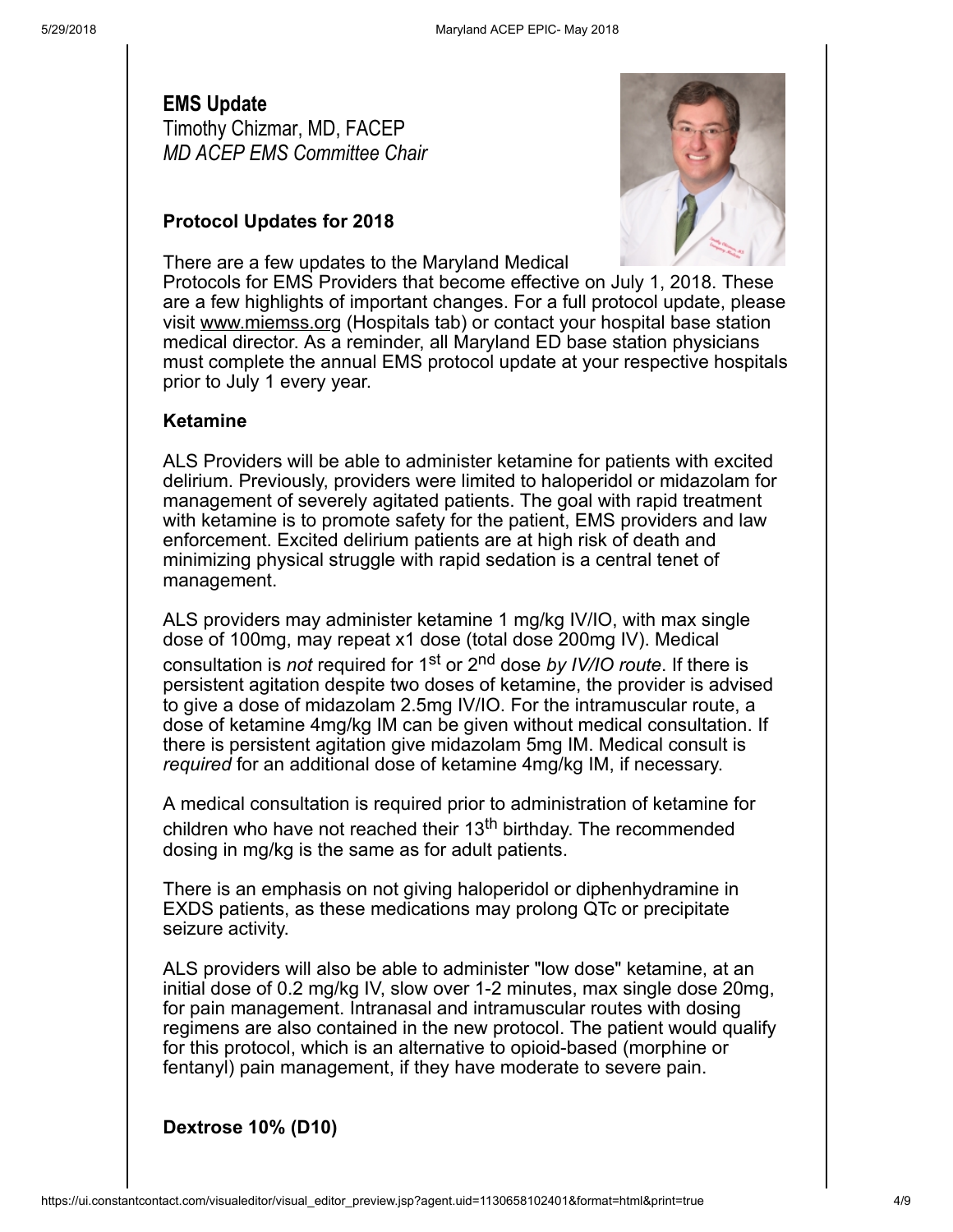## EMS Update

Timothy Chizmar, MD, FACEP
*MD ACEP EMS Committee Chair*

### Protocol Updates for 2018

There are a few updates to the Maryland Medical Protocols for EMS Providers that become effective on July 1, 2018. These are a few highlights of important changes. For a full protocol update, please visit www.miemss.org (Hospitals tab) or contact your hospital base station medical director. As a reminder, all Maryland ED base station physicians must complete the annual EMS protocol update at your respective hospitals prior to July 1 every year.

### Ketamine

ALS Providers will be able to administer ketamine for patients with excited delirium. Previously, providers were limited to haloperidol or midazolam for management of severely agitated patients. The goal with rapid treatment with ketamine is to promote safety for the patient, EMS providers and law enforcement. Excited delirium patients are at high risk of death and minimizing physical struggle with rapid sedation is a central tenet of management.

ALS providers may administer ketamine 1 mg/kg IV/IO, with max single dose of 100mg, may repeat x1 dose (total dose 200mg IV). Medical consultation is *not* required for 1st or 2nd dose *by IV/IO route*. If there is persistent agitation despite two doses of ketamine, the provider is advised to give a dose of midazolam 2.5mg IV/IO. For the intramuscular route, a dose of ketamine 4mg/kg IM can be given without medical consultation. If there is persistent agitation give midazolam 5mg IM. Medical consult is *required* for an additional dose of ketamine 4mg/kg IM, if necessary.

A medical consultation is required prior to administration of ketamine for children who have not reached their 13th birthday. The recommended dosing in mg/kg is the same as for adult patients.

There is an emphasis on not giving haloperidol or diphenhydramine in EXDS patients, as these medications may prolong QTc or precipitate seizure activity.

ALS providers will also be able to administer "low dose" ketamine, at an initial dose of 0.2 mg/kg IV, slow over 1-2 minutes, max single dose 20mg, for pain management. Intranasal and intramuscular routes with dosing regimens are also contained in the new protocol. The patient would qualify for this protocol, which is an alternative to opioid-based (morphine or fentanyl) pain management, if they have moderate to severe pain.

### Dextrose 10% (D10)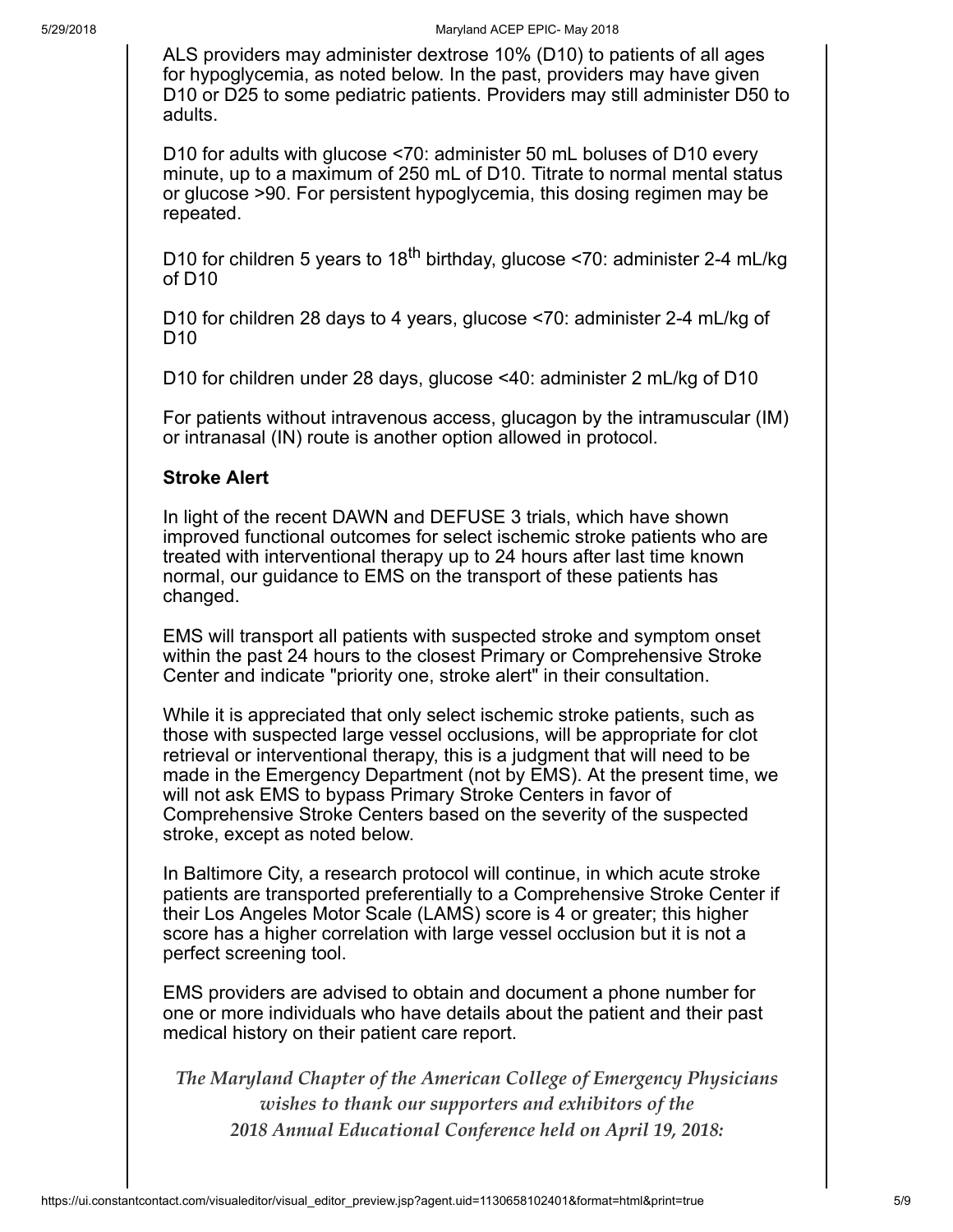ALS providers may administer dextrose 10% (D10) to patients of all ages for hypoglycemia, as noted below. In the past, providers may have given D10 or D25 to some pediatric patients. Providers may still administer D50 to adults.

D10 for adults with glucose <70: administer 50 mL boluses of D10 every minute, up to a maximum of 250 mL of D10. Titrate to normal mental status or glucose >90. For persistent hypoglycemia, this dosing regimen may be repeated.

D10 for children 5 years to 18th birthday, glucose <70: administer 2-4 mL/kg of D10

D10 for children 28 days to 4 years, glucose <70: administer 2-4 mL/kg of D10

D10 for children under 28 days, glucose <40: administer 2 mL/kg of D10

For patients without intravenous access, glucagon by the intramuscular (IM) or intranasal (IN) route is another option allowed in protocol.

**Stroke Alert**

In light of the recent DAWN and DEFUSE 3 trials, which have shown improved functional outcomes for select ischemic stroke patients who are treated with interventional therapy up to 24 hours after last time known normal, our guidance to EMS on the transport of these patients has changed.

EMS will transport all patients with suspected stroke and symptom onset within the past 24 hours to the closest Primary or Comprehensive Stroke Center and indicate "priority one, stroke alert" in their consultation.

While it is appreciated that only select ischemic stroke patients, such as those with suspected large vessel occlusions, will be appropriate for clot retrieval or interventional therapy, this is a judgment that will need to be made in the Emergency Department (not by EMS). At the present time, we will not ask EMS to bypass Primary Stroke Centers in favor of Comprehensive Stroke Centers based on the severity of the suspected stroke, except as noted below.

In Baltimore City, a research protocol will continue, in which acute stroke patients are transported preferentially to a Comprehensive Stroke Center if their Los Angeles Motor Scale (LAMS) score is 4 or greater; this higher score has a higher correlation with large vessel occlusion but it is not a perfect screening tool.

EMS providers are advised to obtain and document a phone number for one or more individuals who have details about the patient and their past medical history on their patient care report.

*The Maryland Chapter of the American College of Emergency Physicians wishes to thank our supporters and exhibitors of the 2018 Annual Educational Conference held on April 19, 2018:*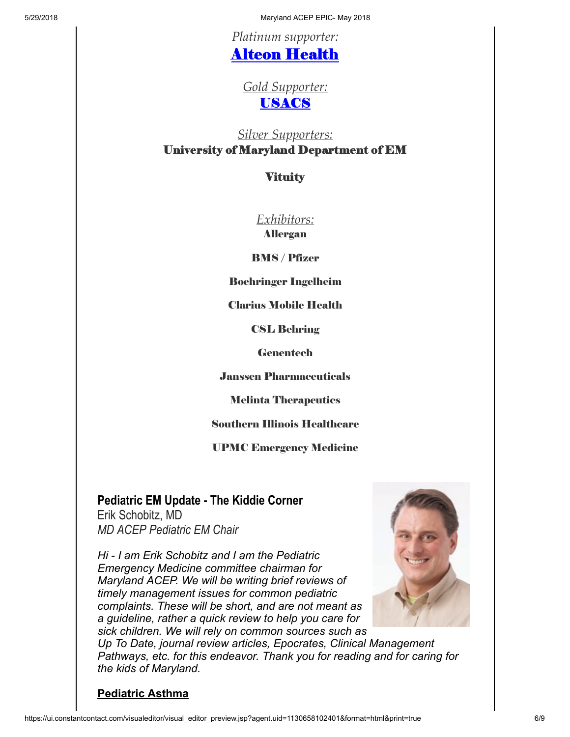*Platinum supporter:*

**Alteon Health**

*Gold Supporter:*

**USACS**

*Silver Supporters:*

**University of Maryland Department of EM**

**Vituity**

*Exhibitors:*

**Allergan**

**BMS / Pfizer**

**Boehringer Ingelheim**

**Clarius Mobile Health**

**CSL Behring**

**Genentech**

**Janssen Pharmaceuticals**

**Melinta Therapeutics**

**Southern Illinois Healthcare**

**UPMC Emergency Medicine**

## Pediatric EM Update - The Kiddie Corner

Erik Schobitz, MD
*MD ACEP Pediatric EM Chair*

*Hi - I am Erik Schobitz and I am the Pediatric Emergency Medicine committee chairman for Maryland ACEP. We will be writing brief reviews of timely management issues for common pediatric complaints. These will be short, and are not meant as a guideline, rather a quick review to help you care for sick children. We will rely on common sources such as Up To Date, journal review articles, Epocrates, Clinical Management Pathways, etc. for this endeavor. Thank you for reading and for caring for the kids of Maryland.*

### Pediatric Asthma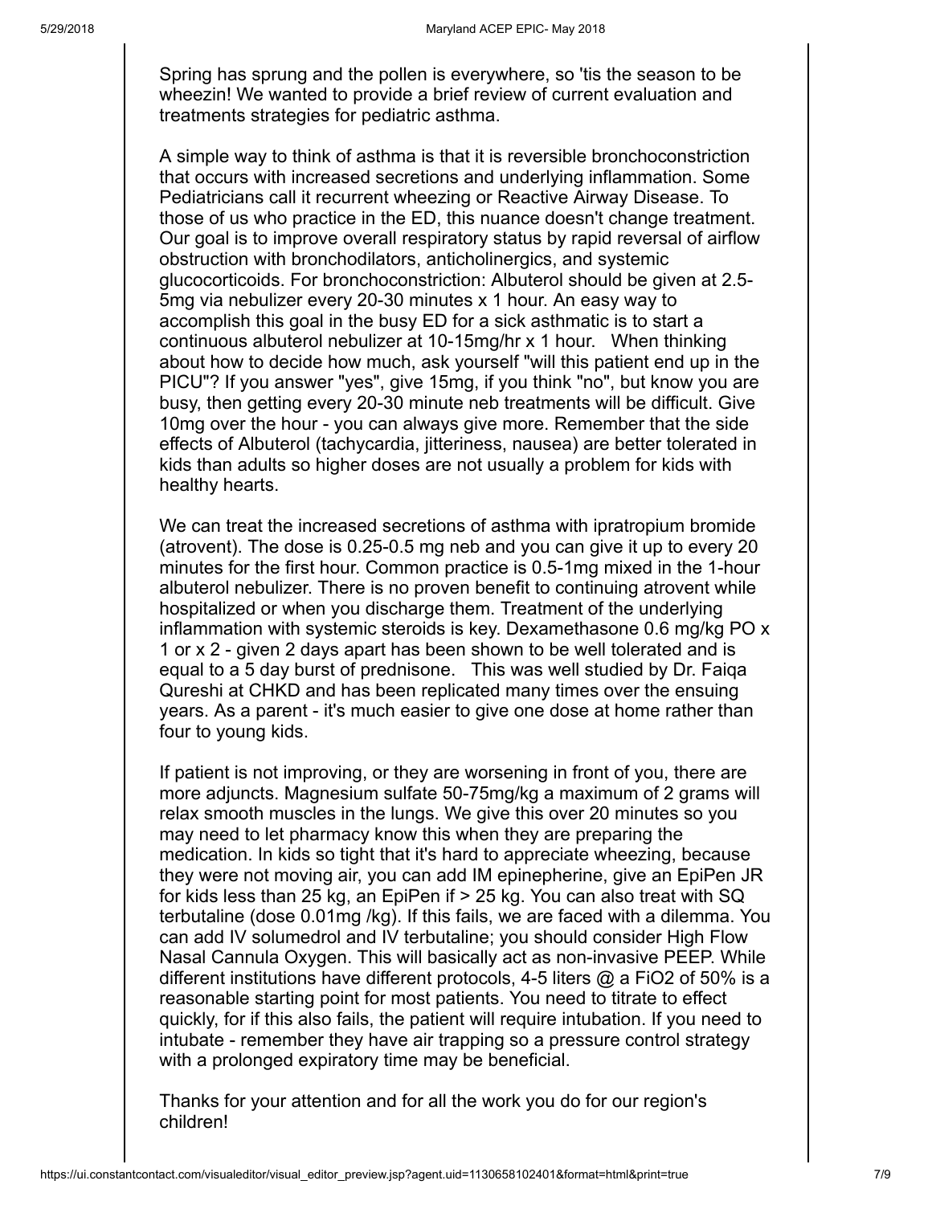Spring has sprung and the pollen is everywhere, so 'tis the season to be wheezin! We wanted to provide a brief review of current evaluation and treatments strategies for pediatric asthma.

A simple way to think of asthma is that it is reversible bronchoconstriction that occurs with increased secretions and underlying inflammation. Some Pediatricians call it recurrent wheezing or Reactive Airway Disease. To those of us who practice in the ED, this nuance doesn't change treatment. Our goal is to improve overall respiratory status by rapid reversal of airflow obstruction with bronchodilators, anticholinergics, and systemic glucocorticoids. For bronchoconstriction: Albuterol should be given at 2.5-5mg via nebulizer every 20-30 minutes x 1 hour. An easy way to accomplish this goal in the busy ED for a sick asthmatic is to start a continuous albuterol nebulizer at 10-15mg/hr x 1 hour. When thinking about how to decide how much, ask yourself "will this patient end up in the PICU"? If you answer "yes", give 15mg, if you think "no", but know you are busy, then getting every 20-30 minute neb treatments will be difficult. Give 10mg over the hour - you can always give more. Remember that the side effects of Albuterol (tachycardia, jitteriness, nausea) are better tolerated in kids than adults so higher doses are not usually a problem for kids with healthy hearts.

We can treat the increased secretions of asthma with ipratropium bromide (atrovent). The dose is 0.25-0.5 mg neb and you can give it up to every 20 minutes for the first hour. Common practice is 0.5-1mg mixed in the 1-hour albuterol nebulizer. There is no proven benefit to continuing atrovent while hospitalized or when you discharge them. Treatment of the underlying inflammation with systemic steroids is key. Dexamethasone 0.6 mg/kg PO x 1 or x 2 - given 2 days apart has been shown to be well tolerated and is equal to a 5 day burst of prednisone. This was well studied by Dr. Faiqa Qureshi at CHKD and has been replicated many times over the ensuing years. As a parent - it's much easier to give one dose at home rather than four to young kids.

If patient is not improving, or they are worsening in front of you, there are more adjuncts. Magnesium sulfate 50-75mg/kg a maximum of 2 grams will relax smooth muscles in the lungs. We give this over 20 minutes so you may need to let pharmacy know this when they are preparing the medication. In kids so tight that it's hard to appreciate wheezing, because they were not moving air, you can add IM epinepherine, give an EpiPen JR for kids less than 25 kg, an EpiPen if > 25 kg. You can also treat with SQ terbutaline (dose 0.01mg /kg). If this fails, we are faced with a dilemma. You can add IV solumedrol and IV terbutaline; you should consider High Flow Nasal Cannula Oxygen. This will basically act as non-invasive PEEP. While different institutions have different protocols, 4-5 liters @ a FiO2 of 50% is a reasonable starting point for most patients. You need to titrate to effect quickly, for if this also fails, the patient will require intubation. If you need to intubate - remember they have air trapping so a pressure control strategy with a prolonged expiratory time may be beneficial.

Thanks for your attention and for all the work you do for our region's children!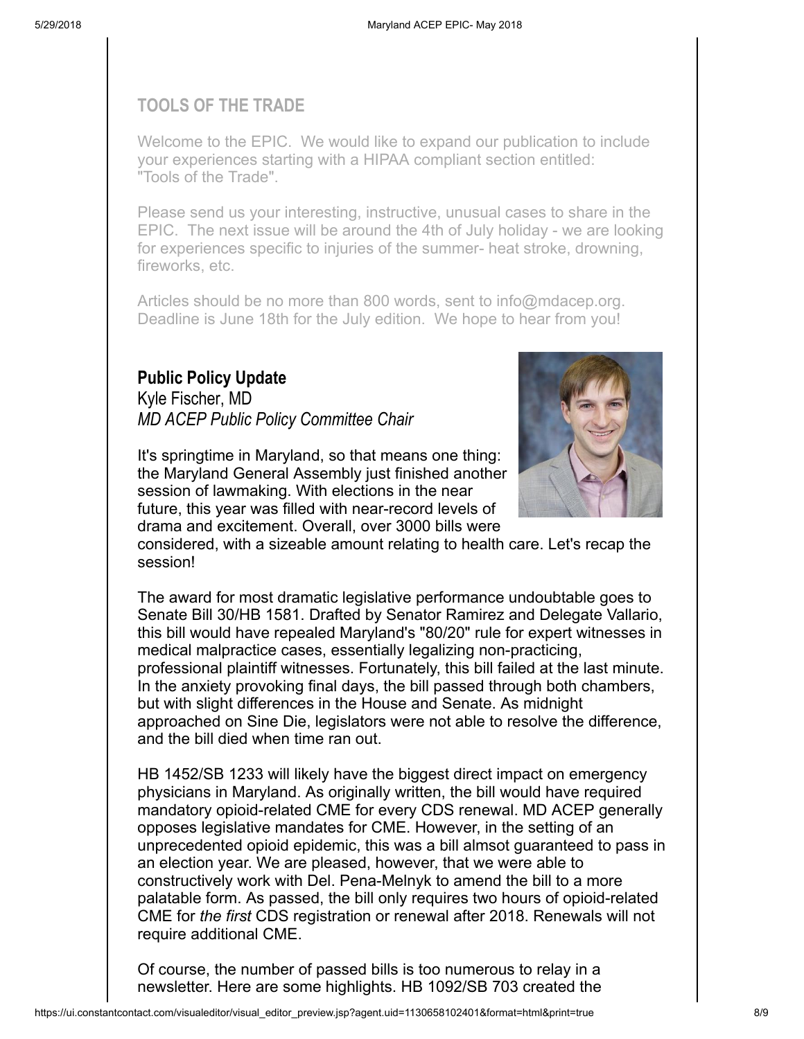## TOOLS OF THE TRADE

Welcome to the EPIC. We would like to expand our publication to include your experiences starting with a HIPAA compliant section entitled: "Tools of the Trade".

Please send us your interesting, instructive, unusual cases to share in the EPIC. The next issue will be around the 4th of July holiday - we are looking for experiences specific to injuries of the summer- heat stroke, drowning, fireworks, etc.

Articles should be no more than 800 words, sent to info@mdacep.org. Deadline is June 18th for the July edition. We hope to hear from you!

**Public Policy Update**
Kyle Fischer, MD
*MD ACEP Public Policy Committee Chair*

It's springtime in Maryland, so that means one thing: the Maryland General Assembly just finished another session of lawmaking. With elections in the near future, this year was filled with near-record levels of drama and excitement. Overall, over 3000 bills were considered, with a sizeable amount relating to health care. Let's recap the session!

The award for most dramatic legislative performance undoubtable goes to Senate Bill 30/HB 1581. Drafted by Senator Ramirez and Delegate Vallario, this bill would have repealed Maryland's "80/20" rule for expert witnesses in medical malpractice cases, essentially legalizing non-practicing, professional plaintiff witnesses. Fortunately, this bill failed at the last minute. In the anxiety provoking final days, the bill passed through both chambers, but with slight differences in the House and Senate. As midnight approached on Sine Die, legislators were not able to resolve the difference, and the bill died when time ran out.

HB 1452/SB 1233 will likely have the biggest direct impact on emergency physicians in Maryland. As originally written, the bill would have required mandatory opioid-related CME for every CDS renewal. MD ACEP generally opposes legislative mandates for CME. However, in the setting of an unprecedented opioid epidemic, this was a bill almsot guaranteed to pass in an election year. We are pleased, however, that we were able to constructively work with Del. Pena-Melnyk to amend the bill to a more palatable form. As passed, the bill only requires two hours of opioid-related CME for *the first* CDS registration or renewal after 2018. Renewals will not require additional CME.

Of course, the number of passed bills is too numerous to relay in a newsletter. Here are some highlights. HB 1092/SB 703 created the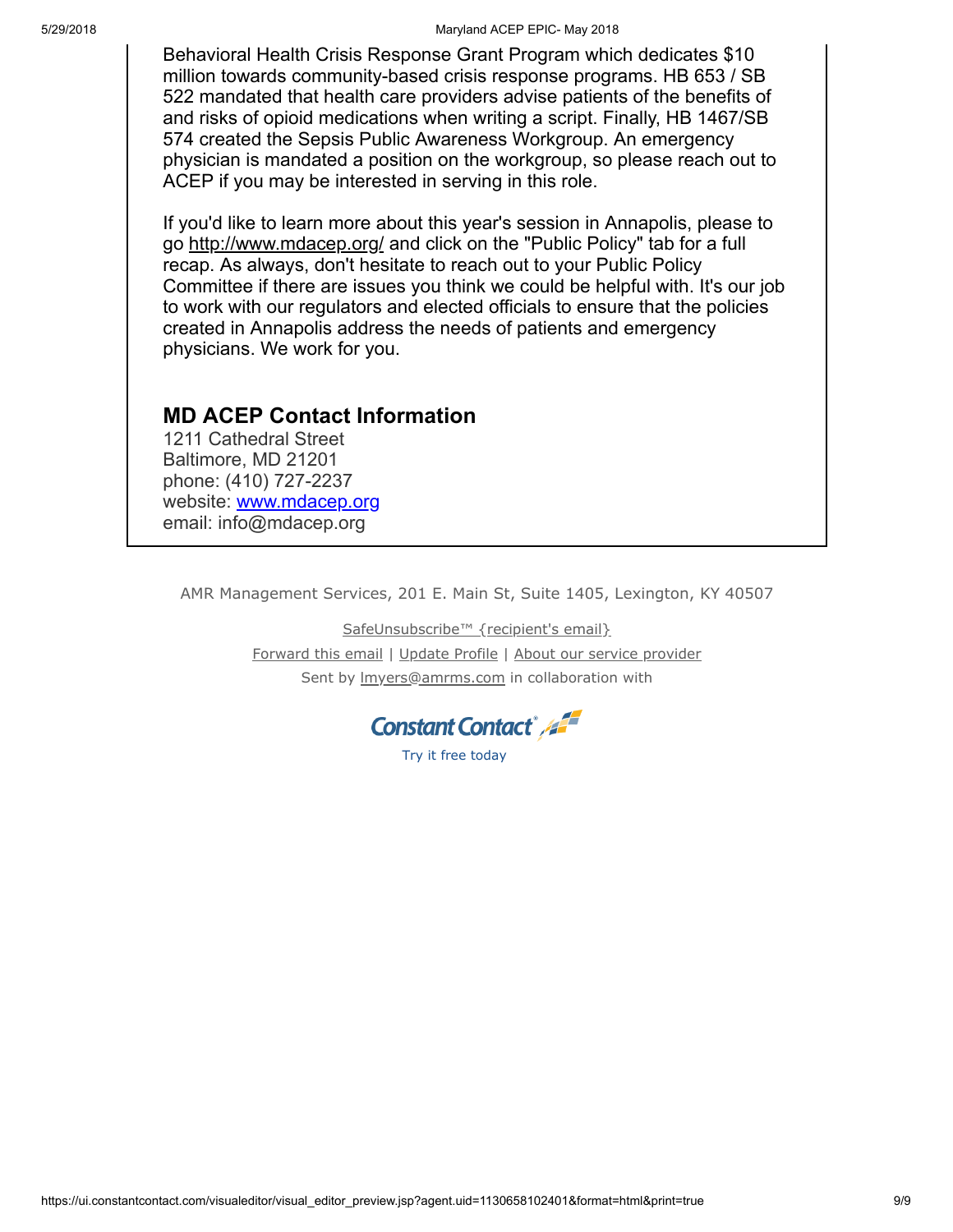Behavioral Health Crisis Response Grant Program which dedicates $10 million towards community-based crisis response programs. HB 653 / SB 522 mandated that health care providers advise patients of the benefits of and risks of opioid medications when writing a script. Finally, HB 1467/SB 574 created the Sepsis Public Awareness Workgroup. An emergency physician is mandated a position on the workgroup, so please reach out to ACEP if you may be interested in serving in this role.

If you'd like to learn more about this year's session in Annapolis, please to go http://www.mdacep.org/ and click on the "Public Policy" tab for a full recap. As always, don't hesitate to reach out to your Public Policy Committee if there are issues you think we could be helpful with. It's our job to work with our regulators and elected officials to ensure that the policies created in Annapolis address the needs of patients and emergency physicians. We work for you.

## MD ACEP Contact Information

1211 Cathedral Street
Baltimore, MD 21201
phone: (410) 727-2237
website: www.mdacep.org
email: info@mdacep.org

AMR Management Services, 201 E. Main St, Suite 1405, Lexington, KY 40507

SafeUnsubscribe™ {recipient's email}

Forward this email | Update Profile | About our service provider

Sent by lmyers@amrms.com in collaboration with

Constant Contact

Try it free today